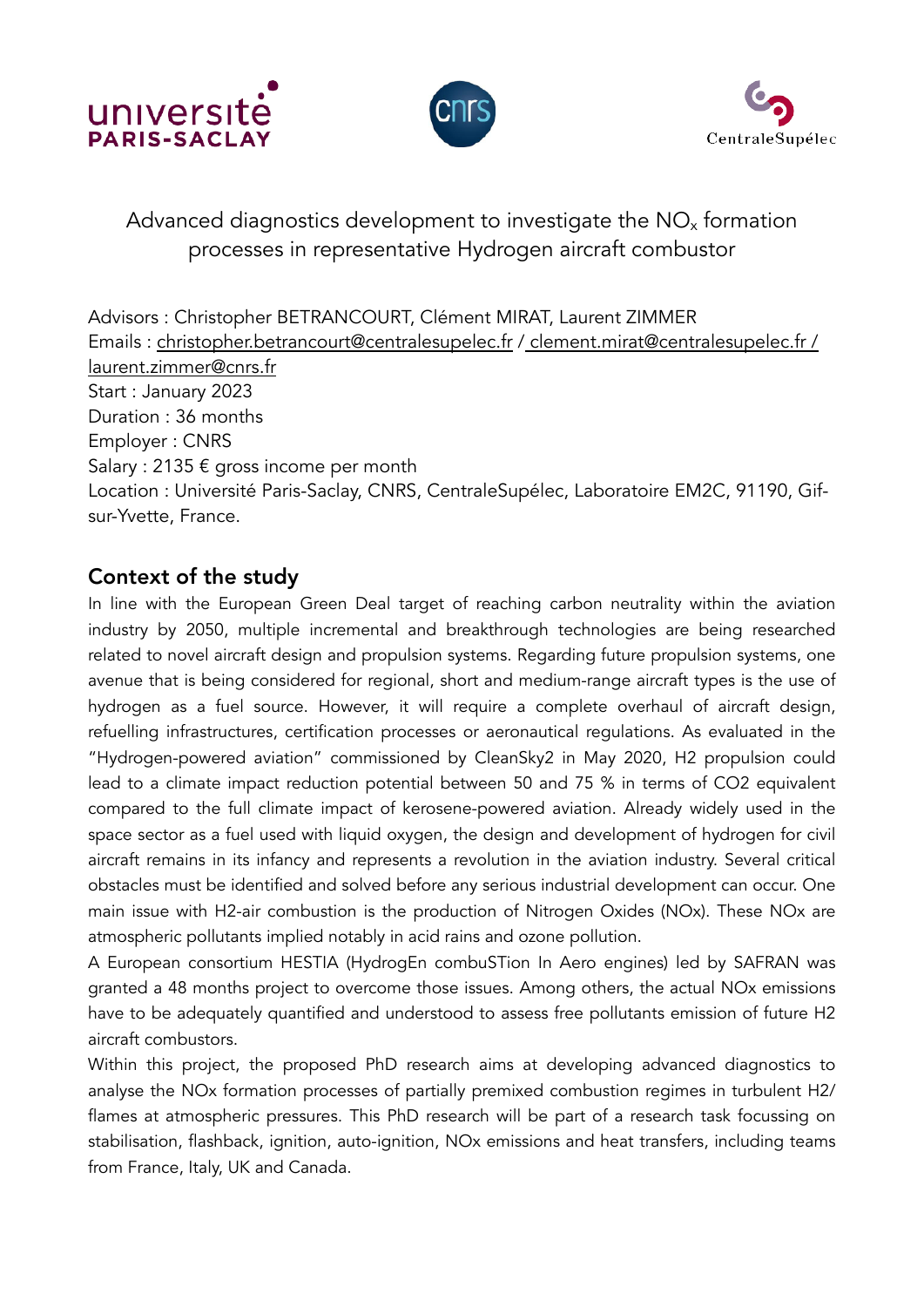# Advanced diagnostics development to investigate the $NO_x$ formation processes in representative Hydrogen aircraft combustor

Advisors : Christopher BETRANCOURT, Clément MIRAT, Laurent ZIMMER
Emails : christopher.betrancourt@centralesupelec.fr / clement.mirat@centralesupelec.fr / laurent.zimmer@cnrs.fr
Start : January 2023
Duration : 36 months
Employer : CNRS
Salary : 2135 € gross income per month
Location : Université Paris-Saclay, CNRS, CentraleSupélec, Laboratoire EM2C, 91190, Gif-sur-Yvette, France.

## Context of the study

In line with the European Green Deal target of reaching carbon neutrality within the aviation industry by 2050, multiple incremental and breakthrough technologies are being researched related to novel aircraft design and propulsion systems. Regarding future propulsion systems, one avenue that is being considered for regional, short and medium-range aircraft types is the use of hydrogen as a fuel source. However, it will require a complete overhaul of aircraft design, refuelling infrastructures, certification processes or aeronautical regulations. As evaluated in the "Hydrogen-powered aviation" commissioned by CleanSky2 in May 2020, H2 propulsion could lead to a climate impact reduction potential between 50 and 75 % in terms of CO2 equivalent compared to the full climate impact of kerosene-powered aviation. Already widely used in the space sector as a fuel used with liquid oxygen, the design and development of hydrogen for civil aircraft remains in its infancy and represents a revolution in the aviation industry. Several critical obstacles must be identified and solved before any serious industrial development can occur. One main issue with H2-air combustion is the production of Nitrogen Oxides (NOx). These NOx are atmospheric pollutants implied notably in acid rains and ozone pollution.

A European consortium HESTIA (HydrogEn combuSTion In Aero engines) led by SAFRAN was granted a 48 months project to overcome those issues. Among others, the actual NOx emissions have to be adequately quantified and understood to assess free pollutants emission of future H2 aircraft combustors.

Within this project, the proposed PhD research aims at developing advanced diagnostics to analyse the NOx formation processes of partially premixed combustion regimes in turbulent H2/ flames at atmospheric pressures. This PhD research will be part of a research task focussing on stabilisation, flashback, ignition, auto-ignition, NOx emissions and heat transfers, including teams from France, Italy, UK and Canada.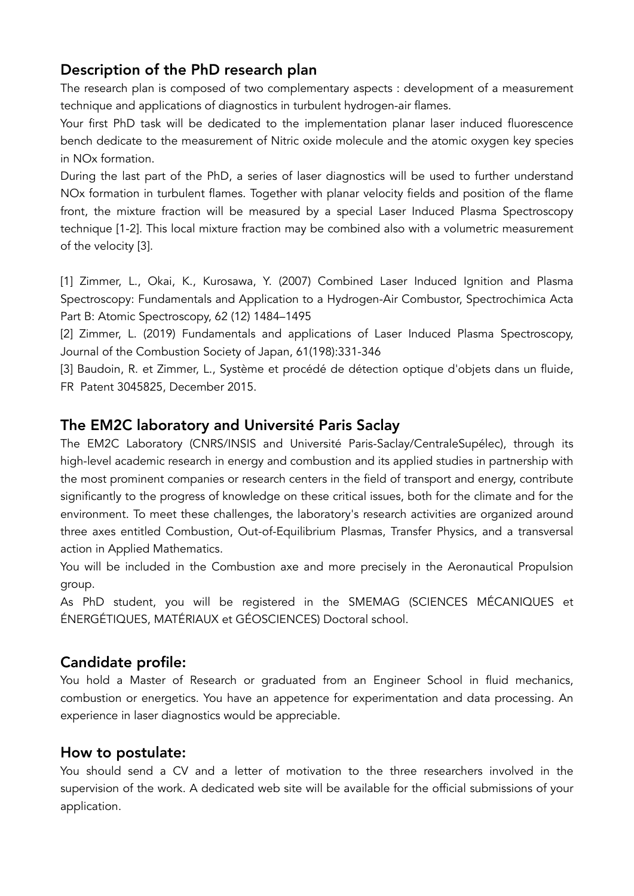## Description of the PhD research plan

The research plan is composed of two complementary aspects : development of a measurement technique and applications of diagnostics in turbulent hydrogen-air flames.

Your first PhD task will be dedicated to the implementation planar laser induced fluorescence bench dedicate to the measurement of Nitric oxide molecule and the atomic oxygen key species in NOx formation.

During the last part of the PhD, a series of laser diagnostics will be used to further understand NOx formation in turbulent flames. Together with planar velocity fields and position of the flame front, the mixture fraction will be measured by a special Laser Induced Plasma Spectroscopy technique [1-2]. This local mixture fraction may be combined also with a volumetric measurement of the velocity [3].

[1] Zimmer, L., Okai, K., Kurosawa, Y. (2007) Combined Laser Induced Ignition and Plasma Spectroscopy: Fundamentals and Application to a Hydrogen-Air Combustor, Spectrochimica Acta Part B: Atomic Spectroscopy, 62 (12) 1484–1495

[2] Zimmer, L. (2019) Fundamentals and applications of Laser Induced Plasma Spectroscopy, Journal of the Combustion Society of Japan, 61(198):331-346

[3] Baudoin, R. et Zimmer, L., Système et procédé de détection optique d'objets dans un fluide, FR Patent 3045825, December 2015.

## The EM2C laboratory and Université Paris Saclay

The EM2C Laboratory (CNRS/INSIS and Université Paris-Saclay/CentraleSupélec), through its high-level academic research in energy and combustion and its applied studies in partnership with the most prominent companies or research centers in the field of transport and energy, contribute significantly to the progress of knowledge on these critical issues, both for the climate and for the environment. To meet these challenges, the laboratory's research activities are organized around three axes entitled Combustion, Out-of-Equilibrium Plasmas, Transfer Physics, and a transversal action in Applied Mathematics.

You will be included in the Combustion axe and more precisely in the Aeronautical Propulsion group.

As PhD student, you will be registered in the SMEMAG (SCIENCES MÉCANIQUES et ÉNERGÉTIQUES, MATÉRIAUX et GÉOSCIENCES) Doctoral school.

## Candidate profile:

You hold a Master of Research or graduated from an Engineer School in fluid mechanics, combustion or energetics. You have an appetence for experimentation and data processing. An experience in laser diagnostics would be appreciable.

## How to postulate:

You should send a CV and a letter of motivation to the three researchers involved in the supervision of the work. A dedicated web site will be available for the official submissions of your application.